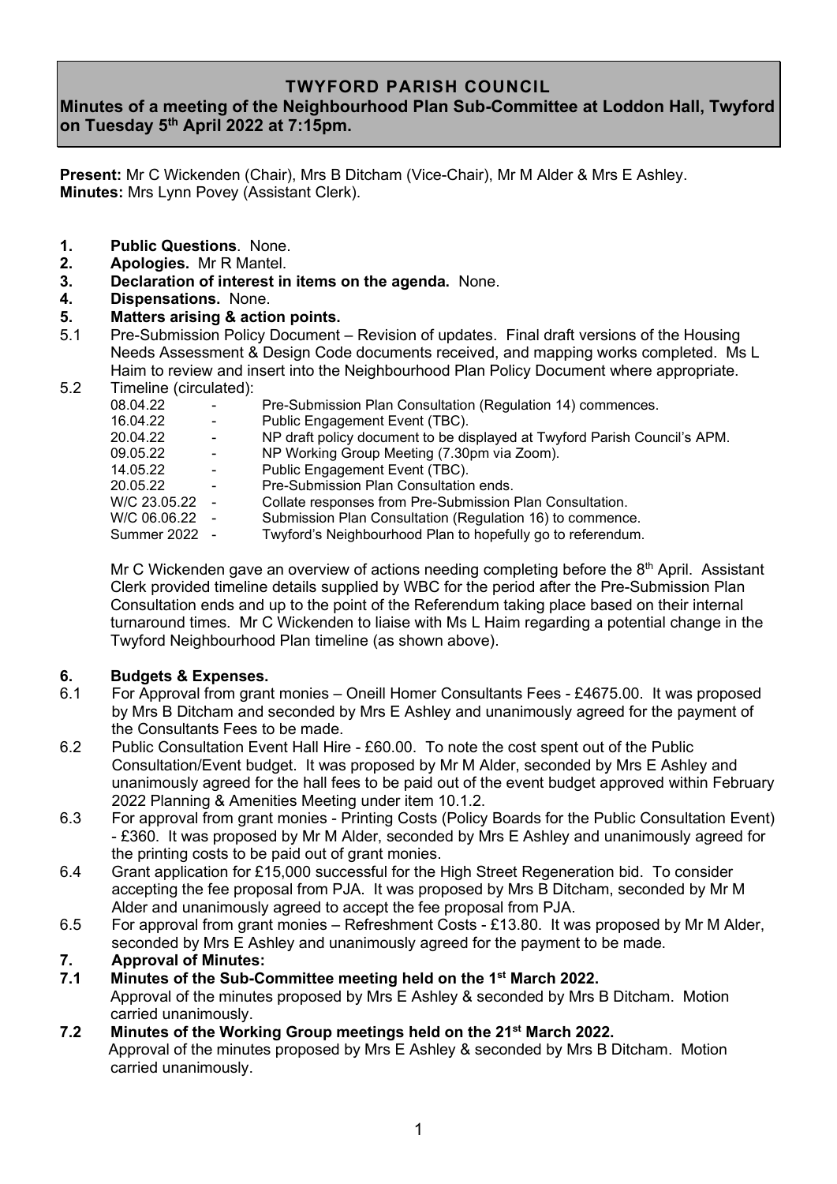# TWYFORD PARISH COUNCIL

## Minutes of a meeting of the Neighbourhood Plan Sub-Committee at Loddon Hall, Twyford on Tuesday 5th April 2022 at 7:15pm.

**Present:** Mr C Wickenden (Chair), Mrs B Ditcham (Vice-Chair), Mr M Alder & Mrs E Ashley.
**Minutes:** Mrs Lynn Povey (Assistant Clerk).

**1. Public Questions**. None.
**2. Apologies.** Mr R Mantel.
**3. Declaration of interest in items on the agenda.** None.
**4. Dispensations.** None.
**5. Matters arising & action points.**

5.1 Pre-Submission Policy Document – Revision of updates. Final draft versions of the Housing Needs Assessment & Design Code documents received, and mapping works completed. Ms L Haim to review and insert into the Neighbourhood Plan Policy Document where appropriate.

5.2 Timeline (circulated):

| | | |
|---|---|---|
| 08.04.22 | - | Pre-Submission Plan Consultation (Regulation 14) commences. |
| 16.04.22 | - | Public Engagement Event (TBC). |
| 20.04.22 | - | NP draft policy document to be displayed at Twyford Parish Council's APM. |
| 09.05.22 | - | NP Working Group Meeting (7.30pm via Zoom). |
| 14.05.22 | - | Public Engagement Event (TBC). |
| 20.05.22 | - | Pre-Submission Plan Consultation ends. |
| W/C 23.05.22 | - | Collate responses from Pre-Submission Plan Consultation. |
| W/C 06.06.22 | - | Submission Plan Consultation (Regulation 16) to commence. |
| Summer 2022 | - | Twyford's Neighbourhood Plan to hopefully go to referendum. |

Mr C Wickenden gave an overview of actions needing completing before the 8th April. Assistant Clerk provided timeline details supplied by WBC for the period after the Pre-Submission Plan Consultation ends and up to the point of the Referendum taking place based on their internal turnaround times. Mr C Wickenden to liaise with Ms L Haim regarding a potential change in the Twyford Neighbourhood Plan timeline (as shown above).

**6. Budgets & Expenses.**

6.1 For Approval from grant monies – Oneill Homer Consultants Fees - £4675.00. It was proposed by Mrs B Ditcham and seconded by Mrs E Ashley and unanimously agreed for the payment of the Consultants Fees to be made.

6.2 Public Consultation Event Hall Hire - £60.00. To note the cost spent out of the Public Consultation/Event budget. It was proposed by Mr M Alder, seconded by Mrs E Ashley and unanimously agreed for the hall fees to be paid out of the event budget approved within February 2022 Planning & Amenities Meeting under item 10.1.2.

6.3 For approval from grant monies - Printing Costs (Policy Boards for the Public Consultation Event) - £360. It was proposed by Mr M Alder, seconded by Mrs E Ashley and unanimously agreed for the printing costs to be paid out of grant monies.

6.4 Grant application for £15,000 successful for the High Street Regeneration bid. To consider accepting the fee proposal from PJA. It was proposed by Mrs B Ditcham, seconded by Mr M Alder and unanimously agreed to accept the fee proposal from PJA.

6.5 For approval from grant monies – Refreshment Costs - £13.80. It was proposed by Mr M Alder, seconded by Mrs E Ashley and unanimously agreed for the payment to be made.

**7. Approval of Minutes:**

**7.1 Minutes of the Sub-Committee meeting held on the 1st March 2022.**
Approval of the minutes proposed by Mrs E Ashley & seconded by Mrs B Ditcham. Motion carried unanimously.

**7.2 Minutes of the Working Group meetings held on the 21st March 2022.**
Approval of the minutes proposed by Mrs E Ashley & seconded by Mrs B Ditcham. Motion carried unanimously.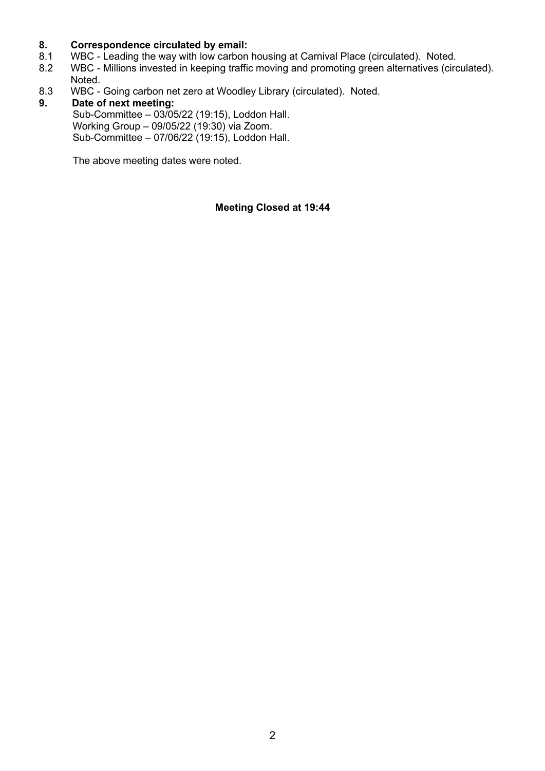**8. Correspondence circulated by email:**

8.1 WBC - Leading the way with low carbon housing at Carnival Place (circulated). Noted.

8.2 WBC - Millions invested in keeping traffic moving and promoting green alternatives (circulated). Noted.

8.3 WBC - Going carbon net zero at Woodley Library (circulated). Noted.

**9. Date of next meeting:**

Sub-Committee – 03/05/22 (19:15), Loddon Hall.
Working Group – 09/05/22 (19:30) via Zoom.
Sub-Committee – 07/06/22 (19:15), Loddon Hall.

The above meeting dates were noted.

**Meeting Closed at 19:44**